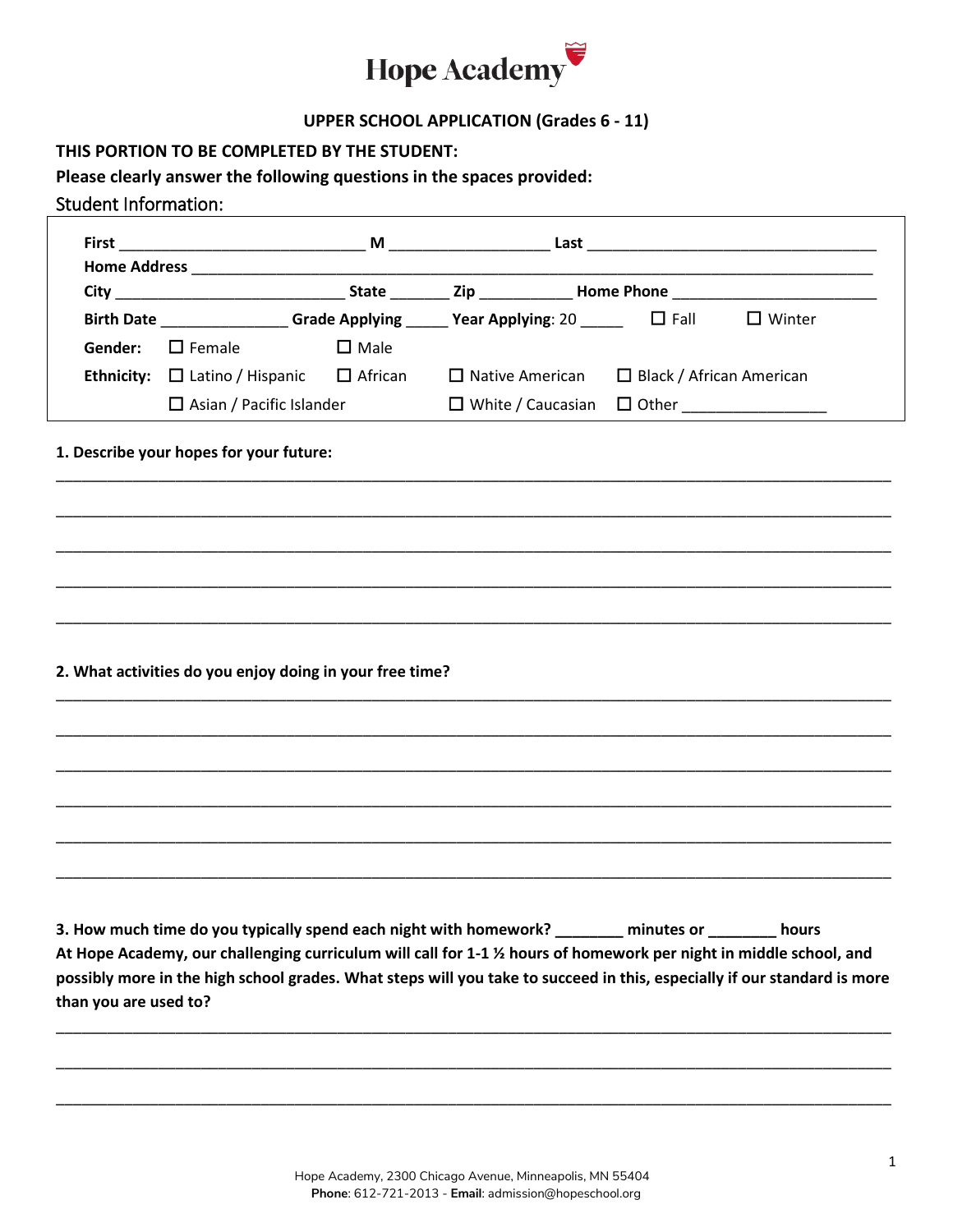# Hope Academy

## UPPER SCHOOL APPLICATION (Grades 6 - 11)

**THIS PORTION TO BE COMPLETED BY THE STUDENT:**

**Please clearly answer the following questions in the spaces provided:**

### Student Information:

**First** ____________________________ **M** __________________ **Last** _________________________________

**Home Address** ______________________________________________________________________________

**City** __________________________ **State** _______ **Zip** __________ **Home Phone** _______________________

**Birth Date** ______________ **Grade Applying** _____ **Year Applying**: 20 _____ ☐ Fall ☐ Winter

**Gender:** ☐ Female ☐ Male

**Ethnicity:** ☐ Latino / Hispanic ☐ African ☐ Native American ☐ Black / African American

☐ Asian / Pacific Islander ☐ White / Caucasian ☐ Other ________________

**1. Describe your hopes for your future:**

_____________________________________________________________________________________________

_____________________________________________________________________________________________

_____________________________________________________________________________________________

_____________________________________________________________________________________________

_____________________________________________________________________________________________

**2. What activities do you enjoy doing in your free time?**

_____________________________________________________________________________________________

_____________________________________________________________________________________________

_____________________________________________________________________________________________

_____________________________________________________________________________________________

_____________________________________________________________________________________________

_____________________________________________________________________________________________

**3. How much time do you typically spend each night with homework? ________ minutes or ________ hours**
**At Hope Academy, our challenging curriculum will call for 1-1 ½ hours of homework per night in middle school, and possibly more in the high school grades. What steps will you take to succeed in this, especially if our standard is more than you are used to?**

_____________________________________________________________________________________________

_____________________________________________________________________________________________

_____________________________________________________________________________________________

Hope Academy, 2300 Chicago Avenue, Minneapolis, MN 55404
**Phone**: 612-721-2013 - **Email**: admission@hopeschool.org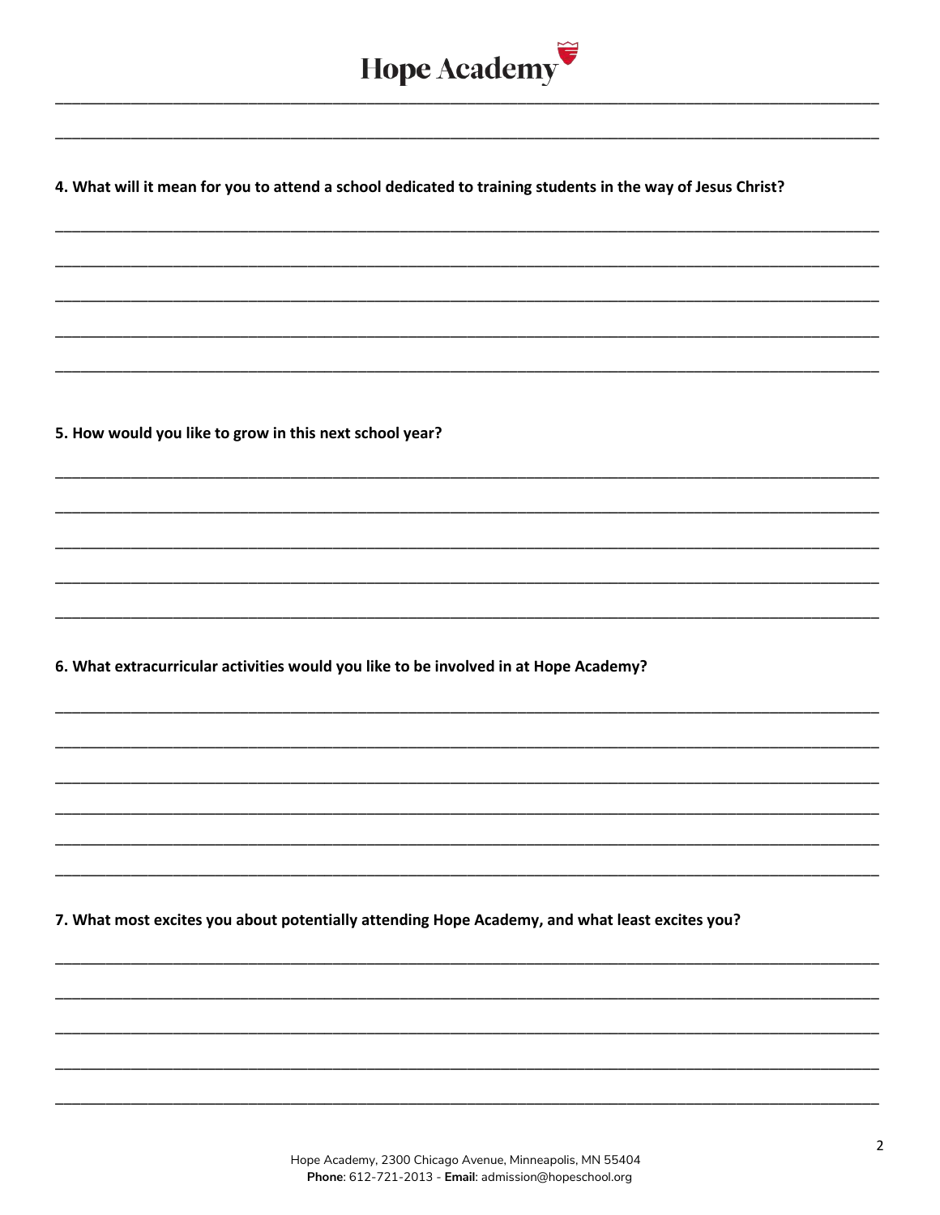**4. What will it mean for you to attend a school dedicated to training students in the way of Jesus Christ?**

_______________________________________________________________________________

_______________________________________________________________________________

_______________________________________________________________________________

_______________________________________________________________________________

_______________________________________________________________________________

**5. How would you like to grow in this next school year?**

_______________________________________________________________________________

_______________________________________________________________________________

_______________________________________________________________________________

_______________________________________________________________________________

_______________________________________________________________________________

**6. What extracurricular activities would you like to be involved in at Hope Academy?**

_______________________________________________________________________________

_______________________________________________________________________________

_______________________________________________________________________________

_______________________________________________________________________________

_______________________________________________________________________________

_______________________________________________________________________________

**7. What most excites you about potentially attending Hope Academy, and what least excites you?**

_______________________________________________________________________________

_______________________________________________________________________________

_______________________________________________________________________________

_______________________________________________________________________________

_______________________________________________________________________________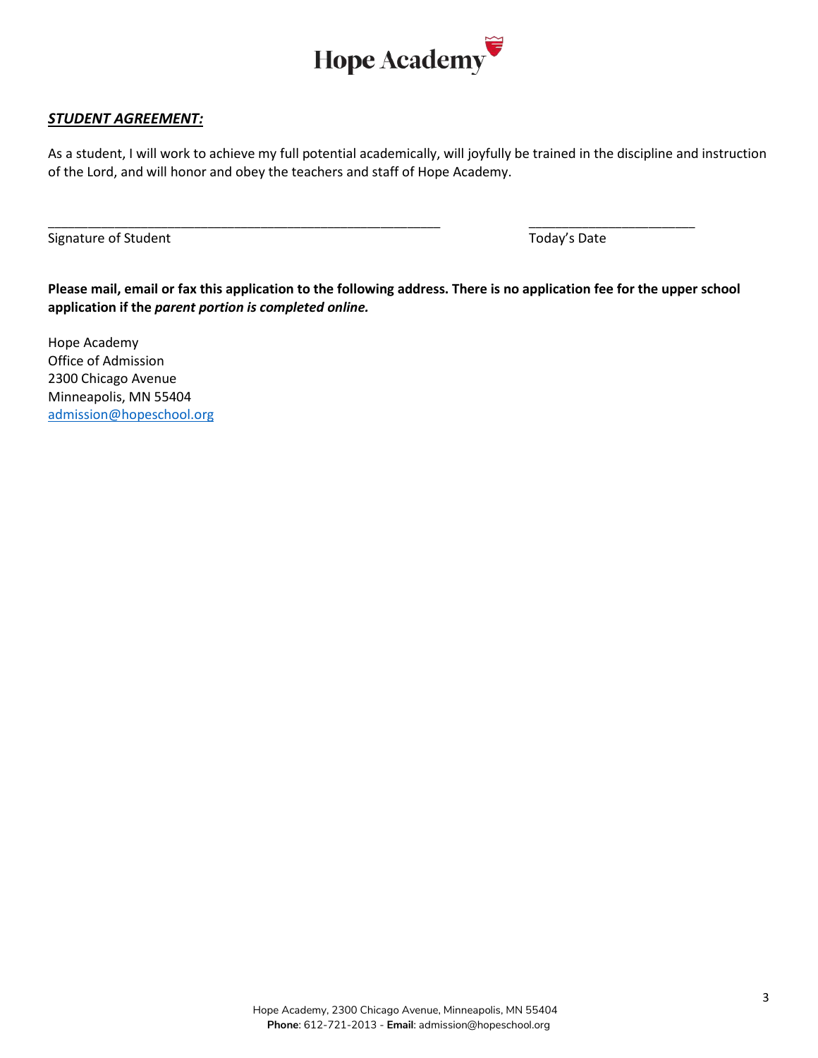# Hope Academy

***STUDENT AGREEMENT:***

As a student, I will work to achieve my full potential academically, will joyfully be trained in the discipline and instruction of the Lord, and will honor and obey the teachers and staff of Hope Academy.

_______________________________________________ _____________________

Signature of Student Today's Date

**Please mail, email or fax this application to the following address. There is no application fee for the upper school application if the *parent portion is completed online.***

Hope Academy
Office of Admission
2300 Chicago Avenue
Minneapolis, MN 55404
admission@hopeschool.org